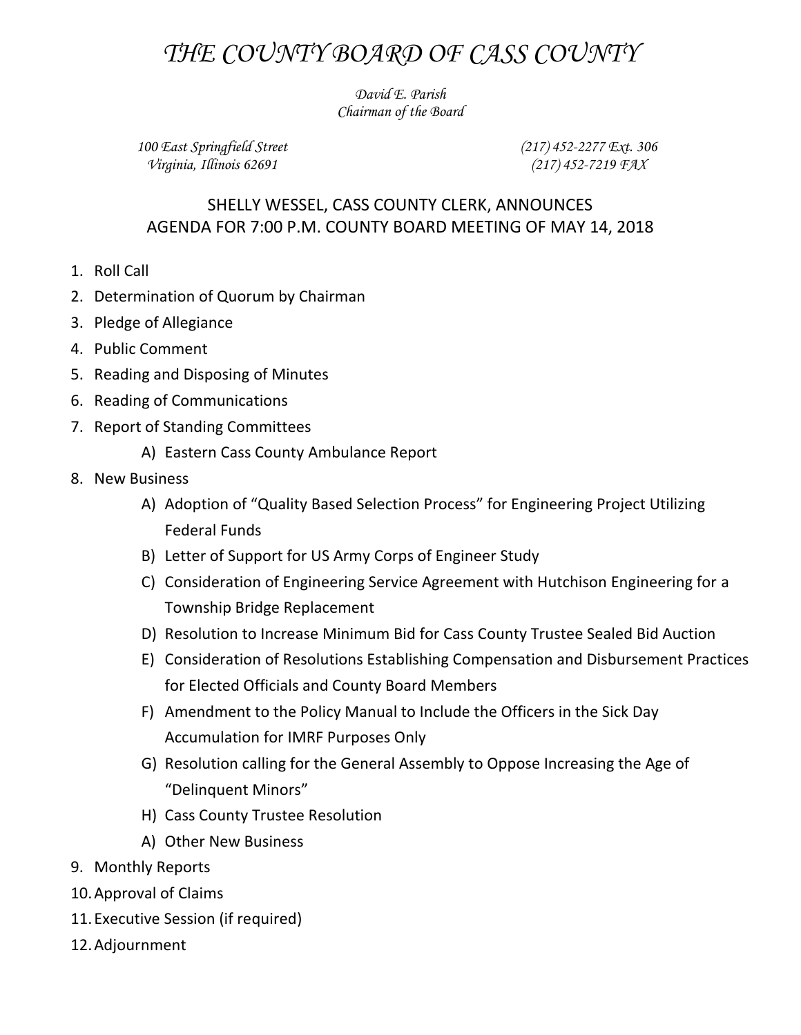# *THE COUNTY BOARD OF CASS COUNTY*

*David E. Parish*
*Chairman of the Board*

*100 East Springfield Street*
*Virginia, Illinois 62691*

*(217) 452-2277 Ext. 306*
*(217) 452-7219 FAX*

## SHELLY WESSEL, CASS COUNTY CLERK, ANNOUNCES AGENDA FOR 7:00 P.M. COUNTY BOARD MEETING OF MAY 14, 2018

1. Roll Call
2. Determination of Quorum by Chairman
3. Pledge of Allegiance
4. Public Comment
5. Reading and Disposing of Minutes
6. Reading of Communications
7. Report of Standing Committees
   - A) Eastern Cass County Ambulance Report
8. New Business
   - A) Adoption of "Quality Based Selection Process" for Engineering Project Utilizing Federal Funds
   - B) Letter of Support for US Army Corps of Engineer Study
   - C) Consideration of Engineering Service Agreement with Hutchison Engineering for a Township Bridge Replacement
   - D) Resolution to Increase Minimum Bid for Cass County Trustee Sealed Bid Auction
   - E) Consideration of Resolutions Establishing Compensation and Disbursement Practices for Elected Officials and County Board Members
   - F) Amendment to the Policy Manual to Include the Officers in the Sick Day Accumulation for IMRF Purposes Only
   - G) Resolution calling for the General Assembly to Oppose Increasing the Age of "Delinquent Minors"
   - H) Cass County Trustee Resolution
   - A) Other New Business
9. Monthly Reports
10. Approval of Claims
11. Executive Session (if required)
12. Adjournment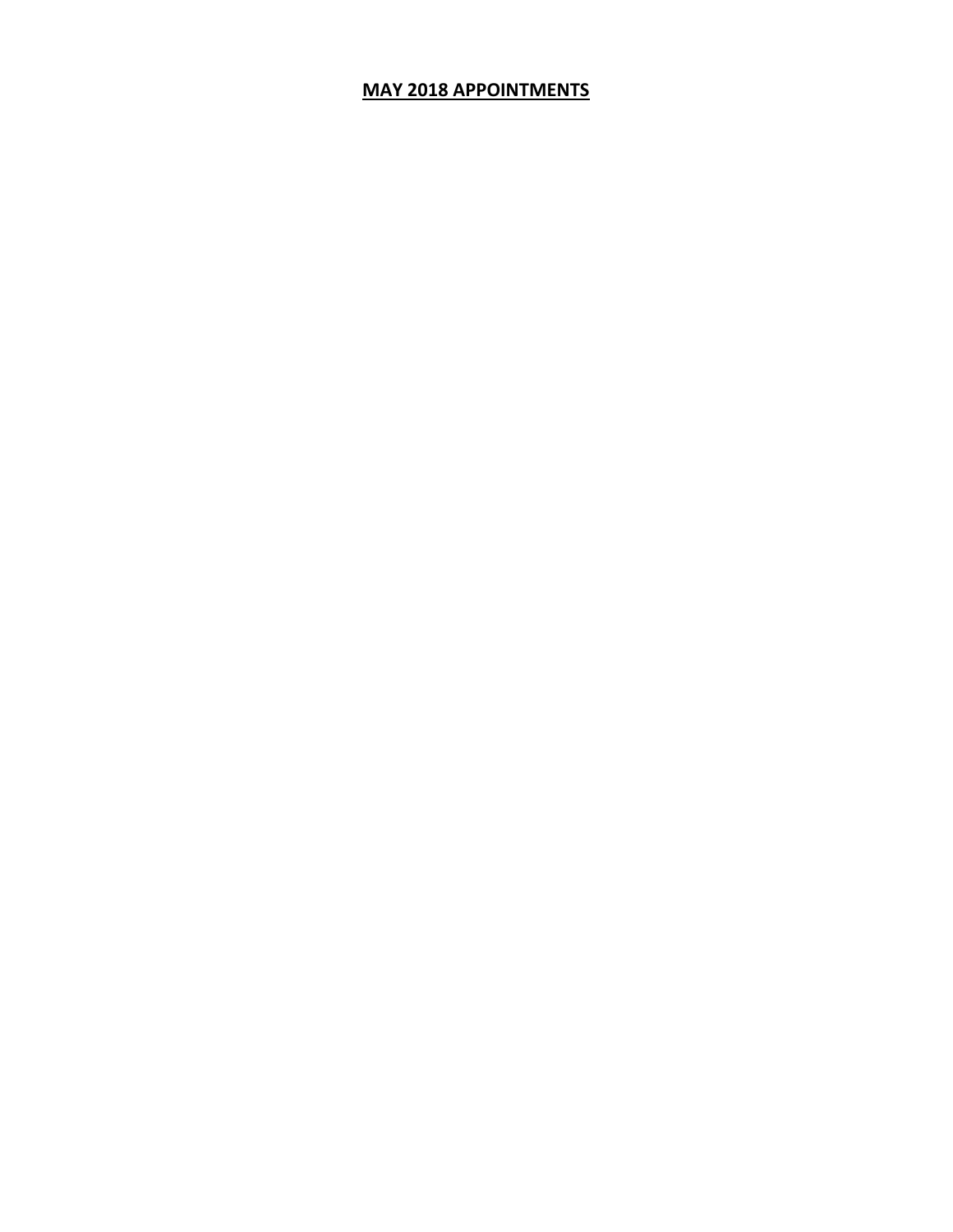**MAY 2018 APPOINTMENTS**